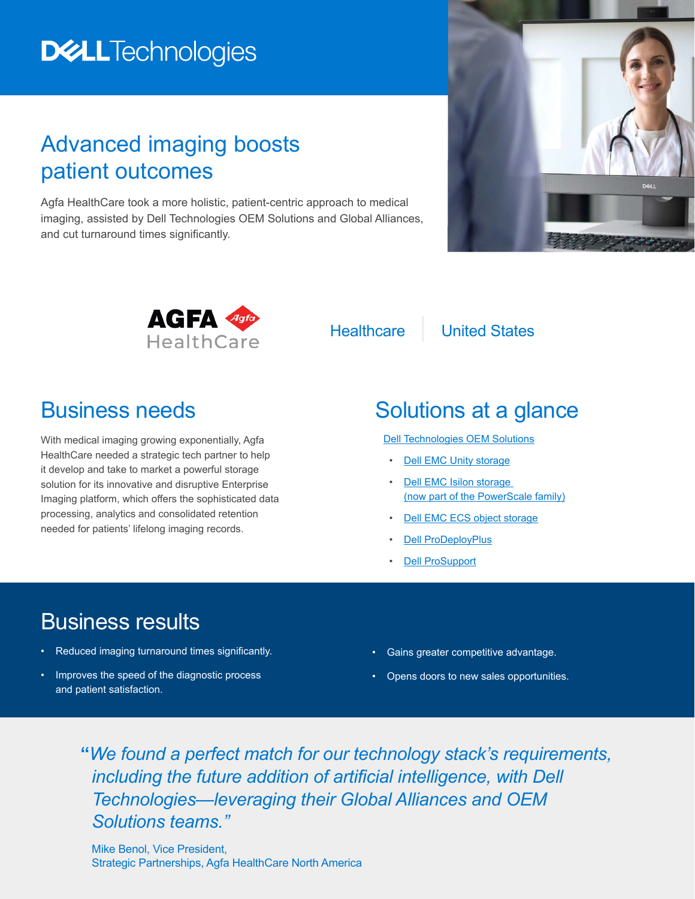# Advanced imaging boosts patient outcomes

Agfa HealthCare took a more holistic, patient-centric approach to medical imaging, assisted by Dell Technologies OEM Solutions and Global Alliances, and cut turnaround times significantly.

AGFA HealthCare

Healthcare | United States

## Business needs

With medical imaging growing exponentially, Agfa HealthCare needed a strategic tech partner to help it develop and take to market a powerful storage solution for its innovative and disruptive Enterprise Imaging platform, which offers the sophisticated data processing, analytics and consolidated retention needed for patients' lifelong imaging records.

## Solutions at a glance

Dell Technologies OEM Solutions

- Dell EMC Unity storage
- Dell EMC Isilon storage (now part of the PowerScale family)
- Dell EMC ECS object storage
- Dell ProDeployPlus
- Dell ProSupport

## Business results

- Reduced imaging turnaround times significantly.
- Improves the speed of the diagnostic process and patient satisfaction.
- Gains greater competitive advantage.
- Opens doors to new sales opportunities.

> *"We found a perfect match for our technology stack's requirements, including the future addition of artificial intelligence, with Dell Technologies—leveraging their Global Alliances and OEM Solutions teams."*
>
> Mike Benol, Vice President,
> Strategic Partnerships, Agfa HealthCare North America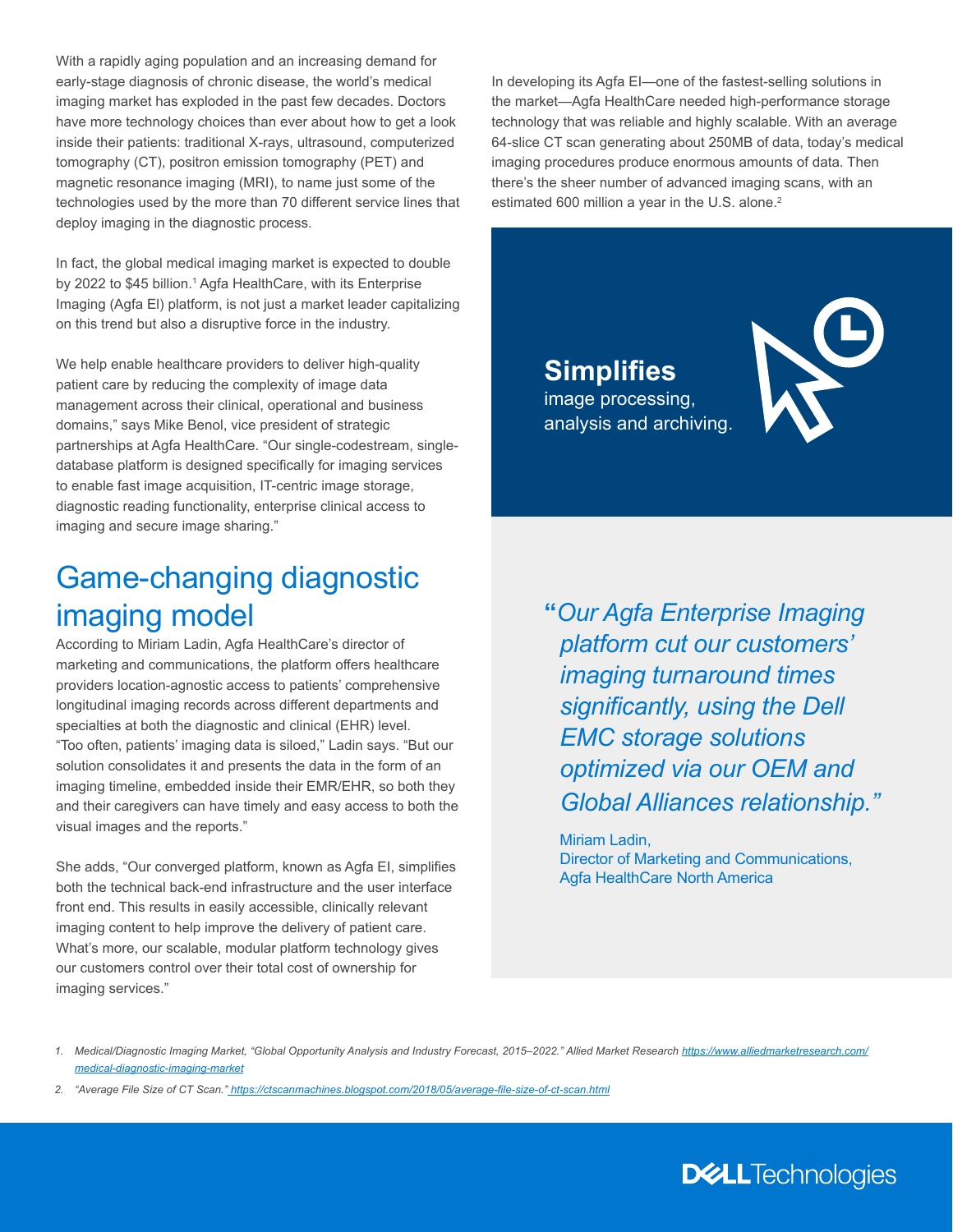With a rapidly aging population and an increasing demand for early-stage diagnosis of chronic disease, the world's medical imaging market has exploded in the past few decades. Doctors have more technology choices than ever about how to get a look inside their patients: traditional X-rays, ultrasound, computerized tomography (CT), positron emission tomography (PET) and magnetic resonance imaging (MRI), to name just some of the technologies used by the more than 70 different service lines that deploy imaging in the diagnostic process.

In fact, the global medical imaging market is expected to double by 2022 to $45 billion.[1] Agfa HealthCare, with its Enterprise Imaging (Agfa EI) platform, is not just a market leader capitalizing on this trend but also a disruptive force in the industry.

We help enable healthcare providers to deliver high-quality patient care by reducing the complexity of image data management across their clinical, operational and business domains," says Mike Benol, vice president of strategic partnerships at Agfa HealthCare. "Our single-codestream, single-database platform is designed specifically for imaging services to enable fast image acquisition, IT-centric image storage, diagnostic reading functionality, enterprise clinical access to imaging and secure image sharing."

## Game-changing diagnostic imaging model

According to Miriam Ladin, Agfa HealthCare's director of marketing and communications, the platform offers healthcare providers location-agnostic access to patients' comprehensive longitudinal imaging records across different departments and specialties at both the diagnostic and clinical (EHR) level. "Too often, patients' imaging data is siloed," Ladin says. "But our solution consolidates it and presents the data in the form of an imaging timeline, embedded inside their EMR/EHR, so both they and their caregivers can have timely and easy access to both the visual images and the reports."

She adds, "Our converged platform, known as Agfa EI, simplifies both the technical back-end infrastructure and the user interface front end. This results in easily accessible, clinically relevant imaging content to help improve the delivery of patient care. What's more, our scalable, modular platform technology gives our customers control over their total cost of ownership for imaging services."

In developing its Agfa EI—one of the fastest-selling solutions in the market—Agfa HealthCare needed high-performance storage technology that was reliable and highly scalable. With an average 64-slice CT scan generating about 250MB of data, today's medical imaging procedures produce enormous amounts of data. Then there's the sheer number of advanced imaging scans, with an estimated 600 million a year in the U.S. alone.[2]

**Simplifies**
image processing, analysis and archiving.

*"Our Agfa Enterprise Imaging platform cut our customers' imaging turnaround times significantly, using the Dell EMC storage solutions optimized via our OEM and Global Alliances relationship."*

Miriam Ladin,
Director of Marketing and Communications,
Agfa HealthCare North America

1. *Medical/Diagnostic Imaging Market, "Global Opportunity Analysis and Industry Forecast, 2015–2022." Allied Market Research https://www.alliedmarketresearch.com/medical-diagnostic-imaging-market*
2. *"Average File Size of CT Scan." https://ctscanmachines.blogspot.com/2018/05/average-file-size-of-ct-scan.html*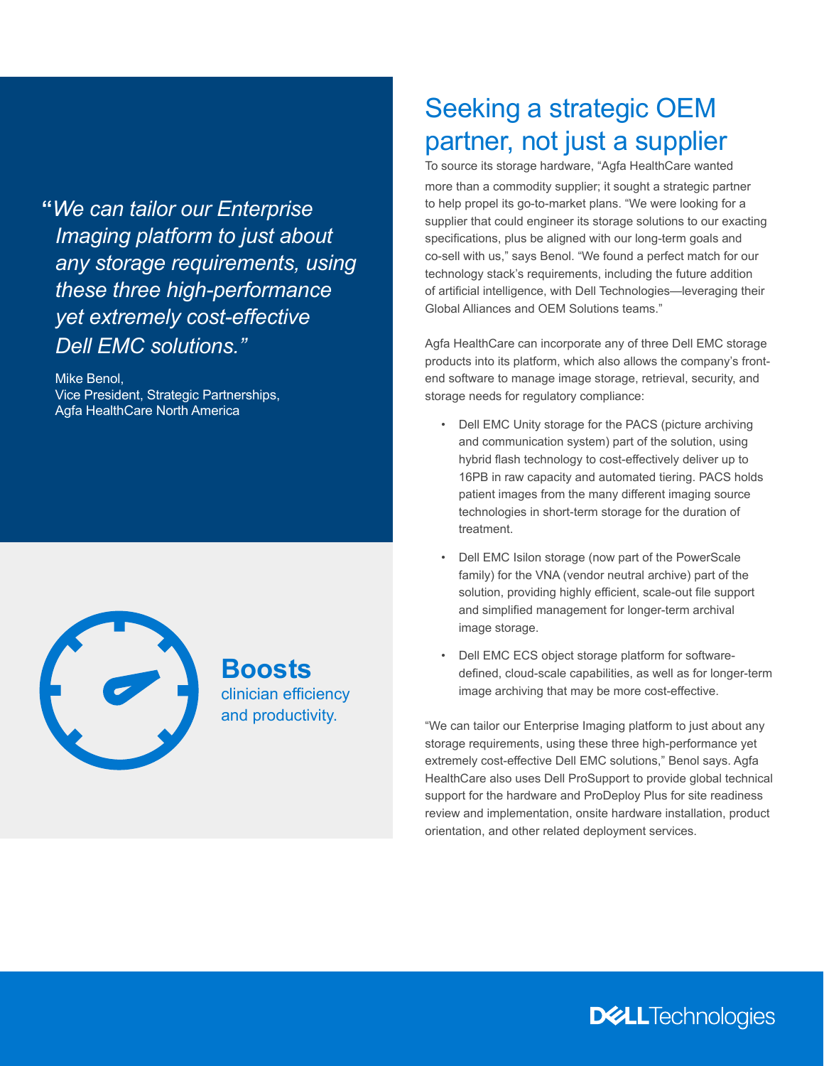> *"We can tailor our Enterprise Imaging platform to just about any storage requirements, using these three high-performance yet extremely cost-effective Dell EMC solutions."*
>
> Mike Benol,
> Vice President, Strategic Partnerships,
> Agfa HealthCare North America

**Boosts** clinician efficiency and productivity.

## Seeking a strategic OEM partner, not just a supplier

To source its storage hardware, "Agfa HealthCare wanted more than a commodity supplier; it sought a strategic partner to help propel its go-to-market plans. "We were looking for a supplier that could engineer its storage solutions to our exacting specifications, plus be aligned with our long-term goals and co-sell with us," says Benol. "We found a perfect match for our technology stack's requirements, including the future addition of artificial intelligence, with Dell Technologies—leveraging their Global Alliances and OEM Solutions teams."

Agfa HealthCare can incorporate any of three Dell EMC storage products into its platform, which also allows the company's front-end software to manage image storage, retrieval, security, and storage needs for regulatory compliance:

- Dell EMC Unity storage for the PACS (picture archiving and communication system) part of the solution, using hybrid flash technology to cost-effectively deliver up to 16PB in raw capacity and automated tiering. PACS holds patient images from the many different imaging source technologies in short-term storage for the duration of treatment.
- Dell EMC Isilon storage (now part of the PowerScale family) for the VNA (vendor neutral archive) part of the solution, providing highly efficient, scale-out file support and simplified management for longer-term archival image storage.
- Dell EMC ECS object storage platform for software-defined, cloud-scale capabilities, as well as for longer-term image archiving that may be more cost-effective.

"We can tailor our Enterprise Imaging platform to just about any storage requirements, using these three high-performance yet extremely cost-effective Dell EMC solutions," Benol says. Agfa HealthCare also uses Dell ProSupport to provide global technical support for the hardware and ProDeploy Plus for site readiness review and implementation, onsite hardware installation, product orientation, and other related deployment services.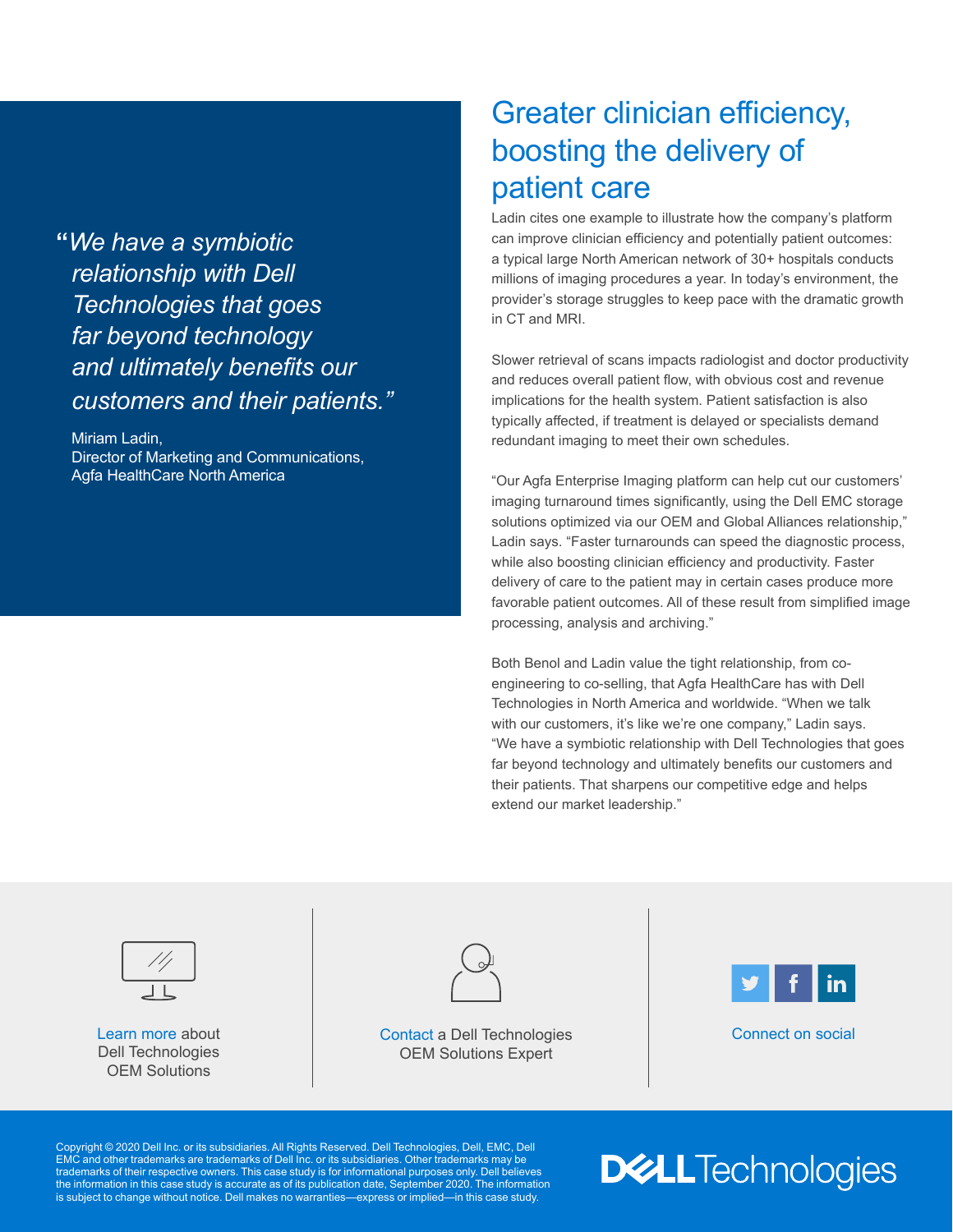> *"We have a symbiotic relationship with Dell Technologies that goes far beyond technology and ultimately benefits our customers and their patients."*
>
> Miriam Ladin,
> Director of Marketing and Communications,
> Agfa HealthCare North America

## Greater clinician efficiency, boosting the delivery of patient care

Ladin cites one example to illustrate how the company's platform can improve clinician efficiency and potentially patient outcomes: a typical large North American network of 30+ hospitals conducts millions of imaging procedures a year. In today's environment, the provider's storage struggles to keep pace with the dramatic growth in CT and MRI.

Slower retrieval of scans impacts radiologist and doctor productivity and reduces overall patient flow, with obvious cost and revenue implications for the health system. Patient satisfaction is also typically affected, if treatment is delayed or specialists demand redundant imaging to meet their own schedules.

"Our Agfa Enterprise Imaging platform can help cut our customers' imaging turnaround times significantly, using the Dell EMC storage solutions optimized via our OEM and Global Alliances relationship," Ladin says. "Faster turnarounds can speed the diagnostic process, while also boosting clinician efficiency and productivity. Faster delivery of care to the patient may in certain cases produce more favorable patient outcomes. All of these result from simplified image processing, analysis and archiving."

Both Benol and Ladin value the tight relationship, from co-engineering to co-selling, that Agfa HealthCare has with Dell Technologies in North America and worldwide. "When we talk with our customers, it's like we're one company," Ladin says. "We have a symbiotic relationship with Dell Technologies that goes far beyond technology and ultimately benefits our customers and their patients. That sharpens our competitive edge and helps extend our market leadership."

Learn more about Dell Technologies OEM Solutions

Contact a Dell Technologies OEM Solutions Expert

Connect on social

Copyright © 2020 Dell Inc. or its subsidiaries. All Rights Reserved. Dell Technologies, Dell, EMC, Dell EMC and other trademarks are trademarks of Dell Inc. or its subsidiaries. Other trademarks may be trademarks of their respective owners. This case study is for informational purposes only. Dell believes the information in this case study is accurate as of its publication date, September 2020. The information is subject to change without notice. Dell makes no warranties—express or implied—in this case study.

DELL Technologies